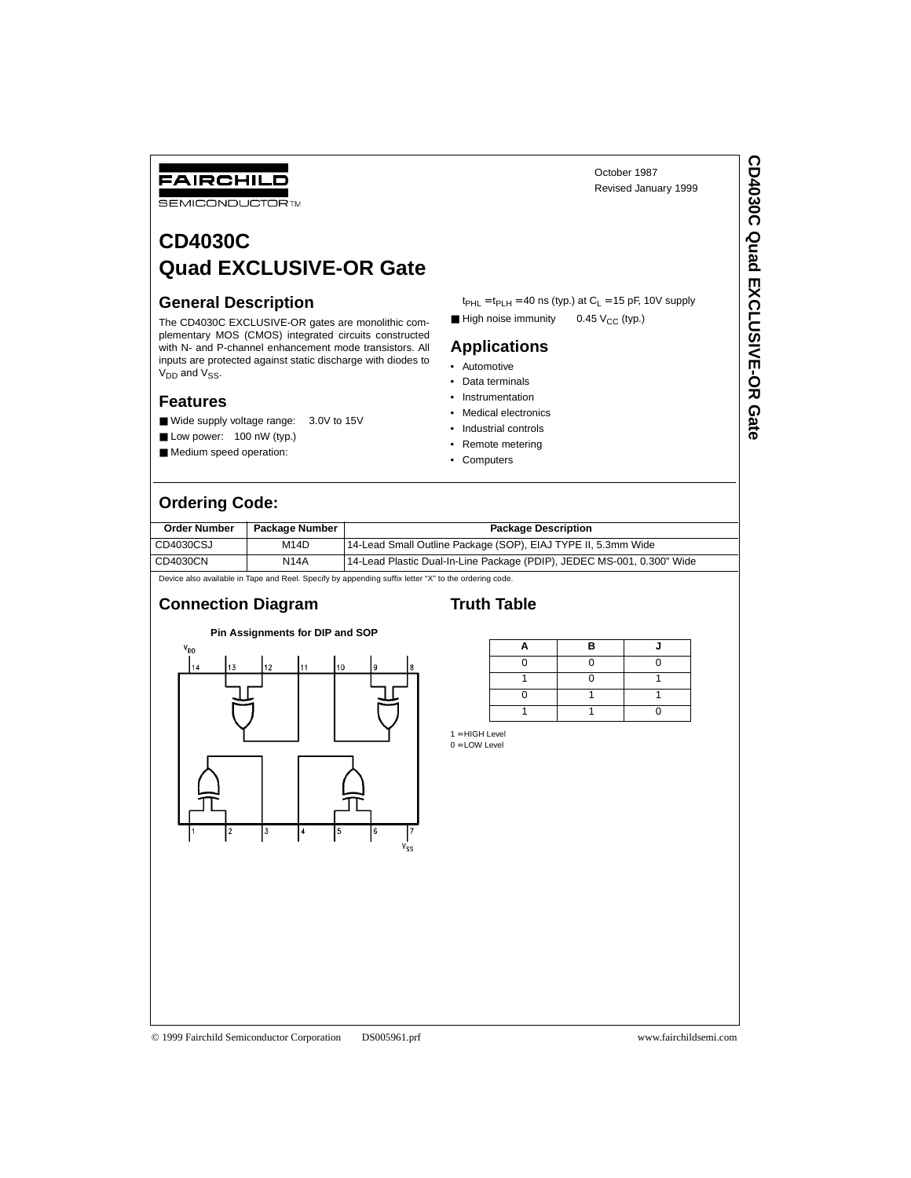FAIRCHILD SEMICONDUCTOR™

October 1987
Revised January 1999

# CD4030C Quad EXCLUSIVE-OR Gate

## General Description

The CD4030C EXCLUSIVE-OR gates are monolithic complementary MOS (CMOS) integrated circuits constructed with N- and P-channel enhancement mode transistors. All inputs are protected against static discharge with diodes to $V_{DD}$ and $V_{SS}$.

## Features

- Wide supply voltage range: 3.0V to 15V
- Low power: 100 nW (typ.)
- Medium speed operation:
  $t_{PHL} = t_{PLH} = 40$ ns (typ.) at $C_L = 15$ pF, 10V supply
- High noise immunity 0.45 $V_{CC}$ (typ.)

## Applications

- Automotive
- Data terminals
- Instrumentation
- Medical electronics
- Industrial controls
- Remote metering
- Computers

## Ordering Code:

| Order Number | Package Number | Package Description |
|---|---|---|
| CD4030CSJ | M14D | 14-Lead Small Outline Package (SOP), EIAJ TYPE II, 5.3mm Wide |
| CD4030CN | N14A | 14-Lead Plastic Dual-In-Line Package (PDIP), JEDEC MS-001, 0.300" Wide |

Device also available in Tape and Reel. Specify by appending suffix letter "X" to the ordering code.

## Connection Diagram

**Pin Assignments for DIP and SOP**

## Truth Table

| A | B | J |
|---|---|---|
| 0 | 0 | 0 |
| 1 | 0 | 1 |
| 0 | 1 | 1 |
| 1 | 1 | 0 |

1 = HIGH Level
0 = LOW Level

© 1999 Fairchild Semiconductor Corporation DS005961.prf www.fairchildsemi.com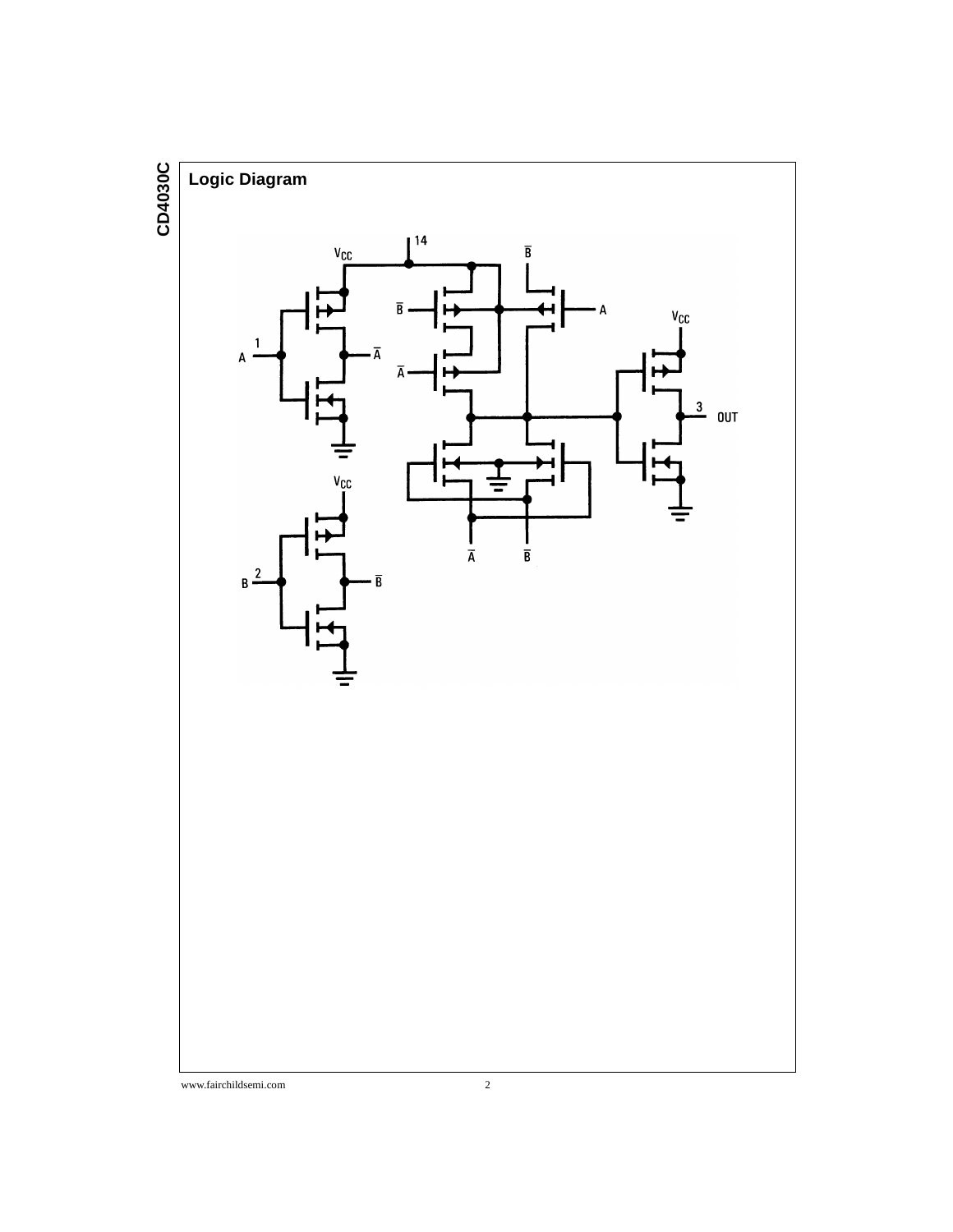## Logic Diagram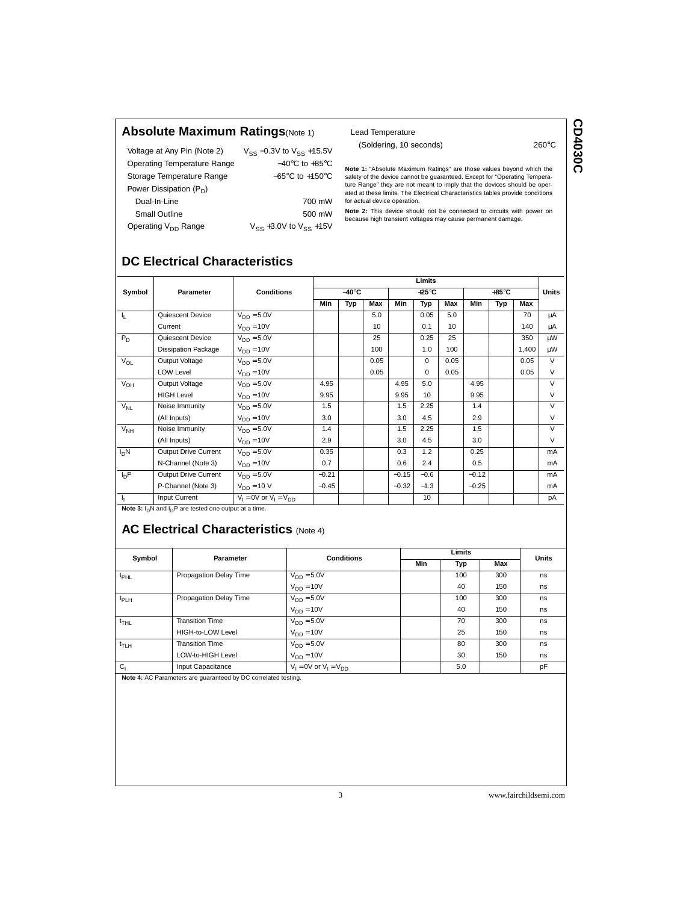## Absolute Maximum Ratings (Note 1)

| | |
|---|---|
| Voltage at Any Pin (Note 2) | $V_{SS}$ −0.3V to $V_{SS}$ +15.5V |
| Operating Temperature Range | −40°C to +85°C |
| Storage Temperature Range | −65°C to +150°C |
| Power Dissipation ($P_D$) | |
| Dual-In-Line | 700 mW |
| Small Outline | 500 mW |
| Operating $V_{DD}$ Range | $V_{SS}$ +3.0V to $V_{SS}$ +15V |
| Lead Temperature (Soldering, 10 seconds) | 260°C |

**Note 1:** "Absolute Maximum Ratings" are those values beyond which the safety of the device cannot be guaranteed. Except for "Operating Temperature Range" they are not meant to imply that the devices should be operated at these limits. The Electrical Characteristics tables provide conditions for actual device operation.

**Note 2:** This device should not be connected to circuits with power on because high transient voltages may cause permanent damage.

## DC Electrical Characteristics

| Symbol | Parameter | Conditions | Limits | | | | | | | | | Units |
|---|---|---|---|---|---|---|---|---|---|---|---|---|
| | | | −40°C | | | +25°C | | | +85°C | | | |
| | | | Min | Typ | Max | Min | Typ | Max | Min | Typ | Max | |
| $I_L$ | Quiescent Device | $V_{DD}$ = 5.0V | | | 5.0 | | 0.05 | 5.0 | | | 70 | μA |
| | Current | $V_{DD}$ = 10V | | | 10 | | 0.1 | 10 | | | 140 | μA |
| $P_D$ | Quiescent Device | $V_{DD}$ = 5.0V | | | 25 | | 0.25 | 25 | | | 350 | μW |
| | Dissipation Package | $V_{DD}$ = 10V | | | 100 | | 1.0 | 100 | | | 1,400 | μW |
| $V_{OL}$ | Output Voltage | $V_{DD}$ = 5.0V | | | 0.05 | | 0 | 0.05 | | | 0.05 | V |
| | LOW Level | $V_{DD}$ = 10V | | | 0.05 | | 0 | 0.05 | | | 0.05 | V |
| $V_{OH}$ | Output Voltage | $V_{DD}$ = 5.0V | 4.95 | | | 4.95 | 5.0 | | 4.95 | | | V |
| | HIGH Level | $V_{DD}$ = 10V | 9.95 | | | 9.95 | 10 | | 9.95 | | | V |
| $V_{NL}$ | Noise Immunity | $V_{DD}$ = 5.0V | 1.5 | | | 1.5 | 2.25 | | 1.4 | | | V |
| | (All Inputs) | $V_{DD}$ = 10V | 3.0 | | | 3.0 | 4.5 | | 2.9 | | | V |
| $V_{NH}$ | Noise Immunity | $V_{DD}$ = 5.0V | 1.4 | | | 1.5 | 2.25 | | 1.5 | | | V |
| | (All Inputs) | $V_{DD}$ = 10V | 2.9 | | | 3.0 | 4.5 | | 3.0 | | | V |
| $I_DN$ | Output Drive Current | $V_{DD}$ = 5.0V | 0.35 | | | 0.3 | 1.2 | | 0.25 | | | mA |
| | N-Channel (Note 3) | $V_{DD}$ = 10V | 0.7 | | | 0.6 | 2.4 | | 0.5 | | | mA |
| $I_DP$ | Output Drive Current | $V_{DD}$ = 5.0V | −0.21 | | | −0.15 | −0.6 | | −0.12 | | | mA |
| | P-Channel (Note 3) | $V_{DD}$ = 10 V | −0.45 | | | −0.32 | −1.3 | | −0.25 | | | mA |
| $I_I$ | Input Current | $V_I$ = 0V or $V_I$ = $V_{DD}$ | | | | | 10 | | | | | pA |

**Note 3:** $I_DN$ and $I_DP$ are tested one output at a time.

## AC Electrical Characteristics (Note 4)

| Symbol | Parameter | Conditions | Limits | | | Units |
|---|---|---|---|---|---|---|
| | | | Min | Typ | Max | |
| $t_{PHL}$ | Propagation Delay Time | $V_{DD}$ = 5.0V | | 100 | 300 | ns |
| | | $V_{DD}$ = 10V | | 40 | 150 | ns |
| $t_{PLH}$ | Propagation Delay Time | $V_{DD}$ = 5.0V | | 100 | 300 | ns |
| | | $V_{DD}$ = 10V | | 40 | 150 | ns |
| $t_{THL}$ | Transition Time | $V_{DD}$ = 5.0V | | 70 | 300 | ns |
| | HIGH-to-LOW Level | $V_{DD}$ = 10V | | 25 | 150 | ns |
| $t_{TLH}$ | Transition Time | $V_{DD}$ = 5.0V | | 80 | 300 | ns |
| | LOW-to-HIGH Level | $V_{DD}$ = 10V | | 30 | 150 | ns |
| $C_I$ | Input Capacitance | $V_I$ = 0V or $V_I$ = $V_{DD}$ | | 5.0 | | pF |

**Note 4:** AC Parameters are guaranteed by DC correlated testing.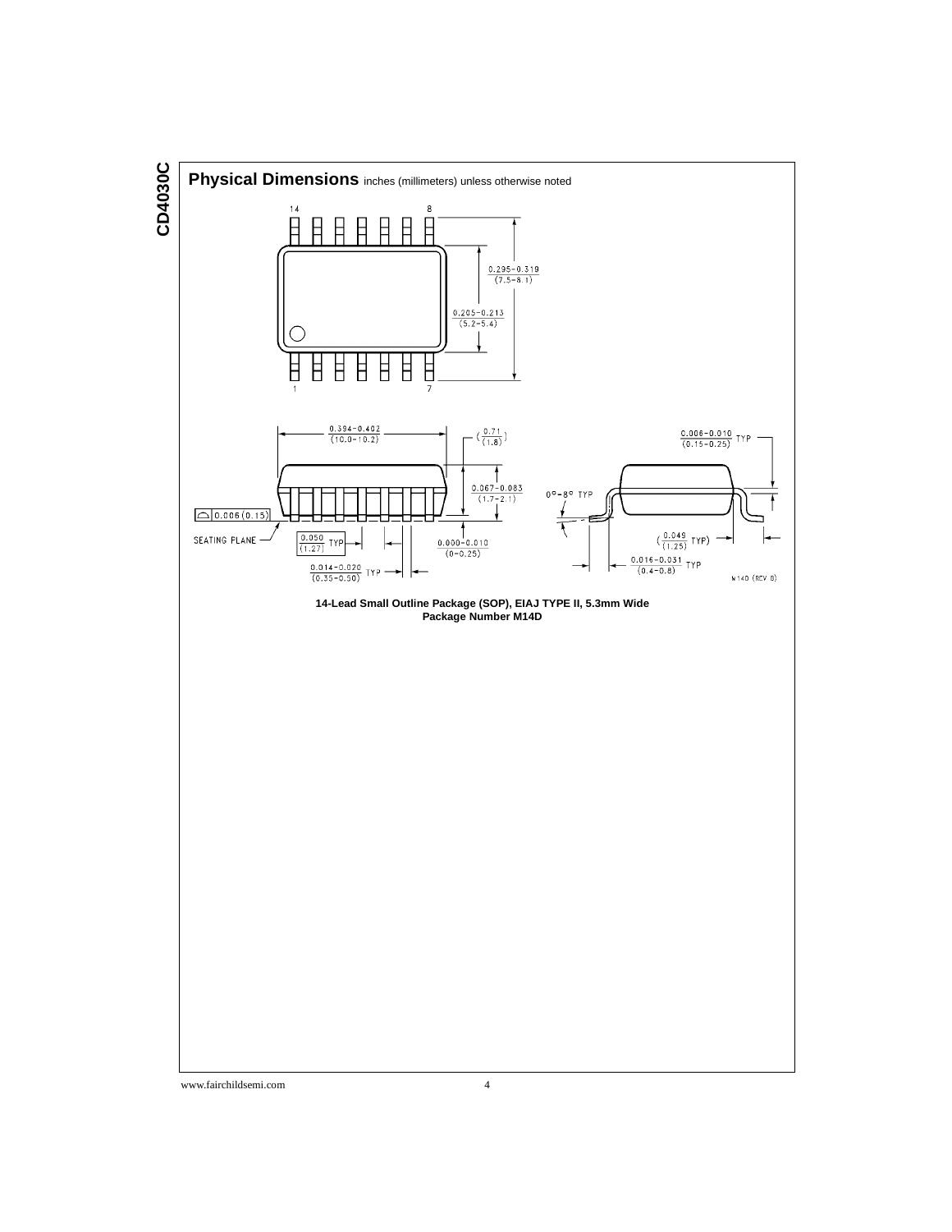## Physical Dimensions inches (millimeters) unless otherwise noted

**14-Lead Small Outline Package (SOP), EIAJ TYPE II, 5.3mm Wide**
**Package Number M14D**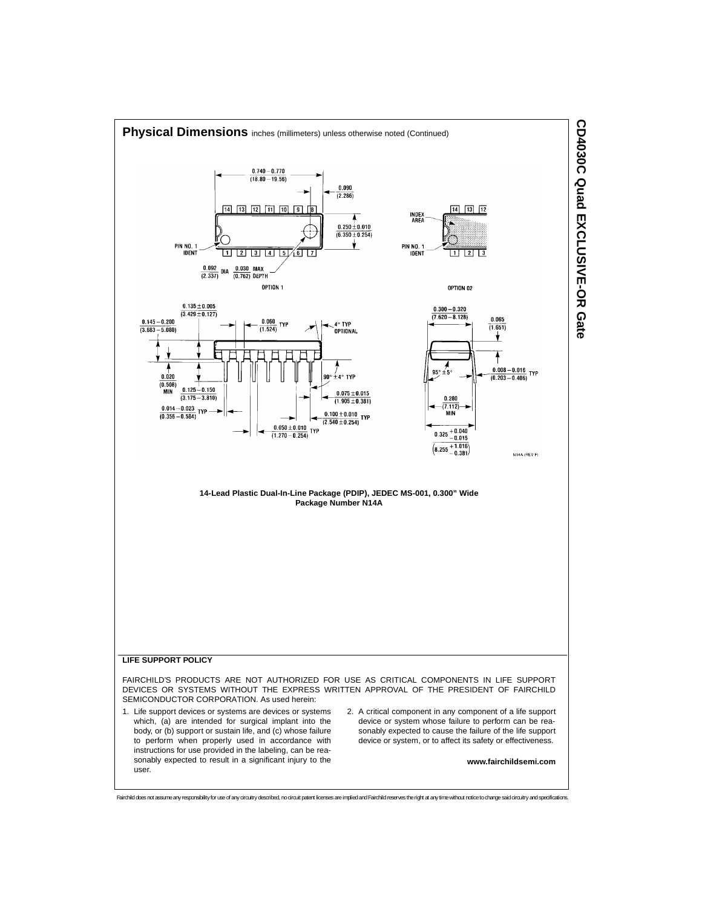## Physical Dimensions inches (millimeters) unless otherwise noted (Continued)

0.740 − 0.770
(18.80 − 19.56)

0.090
(2.286)

14 13 12 11 10 9 8

0.250 ± 0.010
(6.350 ± 0.254)

PIN NO. 1
IDENT

1 2 3 4 5 6 7

0.092 DIA
(2.337)

0.030 MAX
(0.762) DEPTH

OPTION 1

INDEX
AREA

14 13 12

PIN NO. 1
IDENT

1 2 3

OPTION 02

0.135 ± 0.005
(3.429 ± 0.127)

0.145 − 0.200
(3.683 − 5.080)

0.060 TYP
(1.524)

4° TYP
OPTIONAL

0.020
(0.508)
MIN

0.125 − 0.150
(3.175 − 3.810)

0.014 − 0.023 TYP
(0.356 − 0.584)

90° ± 4° TYP

0.075 ± 0.015
(1.905 ± 0.381)

0.100 ± 0.010 TYP
(2.540 ± 0.254)

0.050 ± 0.010 TYP
(1.270 − 0.254)

0.300 − 0.320
(7.620 − 8.128)

0.065
(1.651)

95° ± 5°

0.008 − 0.016 TYP
(0.203 − 0.406)

0.280
(7.112)
MIN

0.325 +0.040 −0.015
(8.255 +1.016 −0.381)

N14A (REV F)

**14-Lead Plastic Dual-In-Line Package (PDIP), JEDEC MS-001, 0.300" Wide**
**Package Number N14A**

**LIFE SUPPORT POLICY**

FAIRCHILD'S PRODUCTS ARE NOT AUTHORIZED FOR USE AS CRITICAL COMPONENTS IN LIFE SUPPORT DEVICES OR SYSTEMS WITHOUT THE EXPRESS WRITTEN APPROVAL OF THE PRESIDENT OF FAIRCHILD SEMICONDUCTOR CORPORATION. As used herein:

1. Life support devices or systems are devices or systems which, (a) are intended for surgical implant into the body, or (b) support or sustain life, and (c) whose failure to perform when properly used in accordance with instructions for use provided in the labeling, can be reasonably expected to result in a significant injury to the user.

2. A critical component in any component of a life support device or system whose failure to perform can be reasonably expected to cause the failure of the life support device or system, or to affect its safety or effectiveness.

**www.fairchildsemi.com**

Fairchild does not assume any responsibility for use of any circuitry described, no circuit patent licenses are implied and Fairchild reserves the right at any time without notice to change said circuitry and specifications.